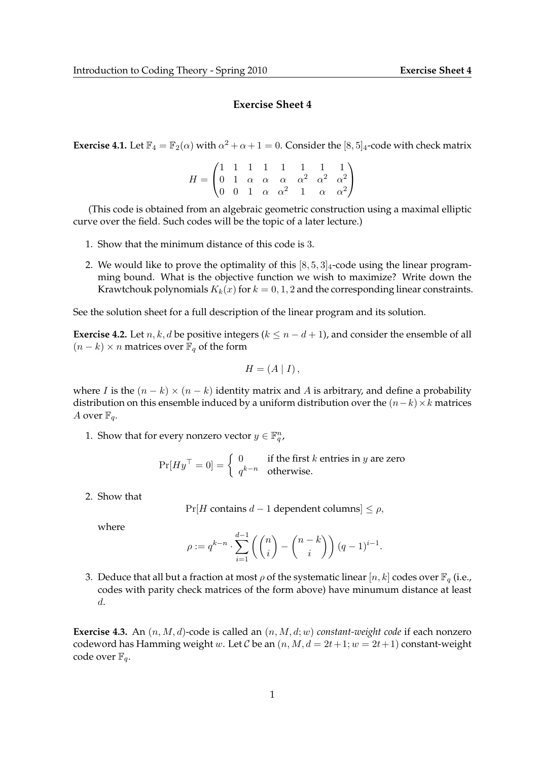# Exercise Sheet 4

**Exercise 4.1.** Let $\mathbb{F}_4 = \mathbb{F}_2(\alpha)$ with $\alpha^2 + \alpha + 1 = 0$. Consider the $[8,5]_4$-code with check matrix

$$H = \begin{pmatrix} 1 & 1 & 1 & 1 & 1 & 1 & 1 & 1 \\ 0 & 1 & \alpha & \alpha & \alpha & \alpha^2 & \alpha^2 & \alpha^2 \\ 0 & 0 & 1 & \alpha & \alpha^2 & 1 & \alpha & \alpha^2 \end{pmatrix}$$

(This code is obtained from an algebraic geometric construction using a maximal elliptic curve over the field. Such codes will be the topic of a later lecture.)

1. Show that the minimum distance of this code is 3.
2. We would like to prove the optimality of this $[8,5,3]_4$-code using the linear programming bound. What is the objective function we wish to maximize? Write down the Krawtchouk polynomials $K_k(x)$ for $k = 0, 1, 2$ and the corresponding linear constraints.

See the solution sheet for a full description of the linear program and its solution.

**Exercise 4.2.** Let $n, k, d$ be positive integers ($k \leq n - d + 1$), and consider the ensemble of all $(n-k) \times n$ matrices over $\mathbb{F}_q$ of the form

$$H = (A \mid I),$$

where $I$ is the $(n-k) \times (n-k)$ identity matrix and $A$ is arbitrary, and define a probability distribution on this ensemble induced by a uniform distribution over the $(n-k) \times k$ matrices $A$ over $\mathbb{F}_q$.

1. Show that for every nonzero vector $y \in \mathbb{F}_q^n$,
$$\Pr[Hy^\top = 0] = \begin{cases} 0 & \text{if the first } k \text{ entries in } y \text{ are zero} \\ q^{k-n} & \text{otherwise.} \end{cases}$$
2. Show that
$$\Pr[H \text{ contains } d-1 \text{ dependent columns}] \leq \rho,$$
where
$$\rho := q^{k-n} \cdot \sum_{i=1}^{d-1} \left( \binom{n}{i} - \binom{n-k}{i} \right) (q-1)^{i-1}.$$
3. Deduce that all but a fraction at most $\rho$ of the systematic linear $[n,k]$ codes over $\mathbb{F}_q$ (i.e., codes with parity check matrices of the form above) have minumum distance at least $d$.

**Exercise 4.3.** An $(n, M, d)$-code is called an $(n, M, d; w)$ *constant-weight code* if each nonzero codeword has Hamming weight $w$. Let $\mathcal{C}$ be an $(n, M, d = 2t+1; w = 2t+1)$ constant-weight code over $\mathbb{F}_q$.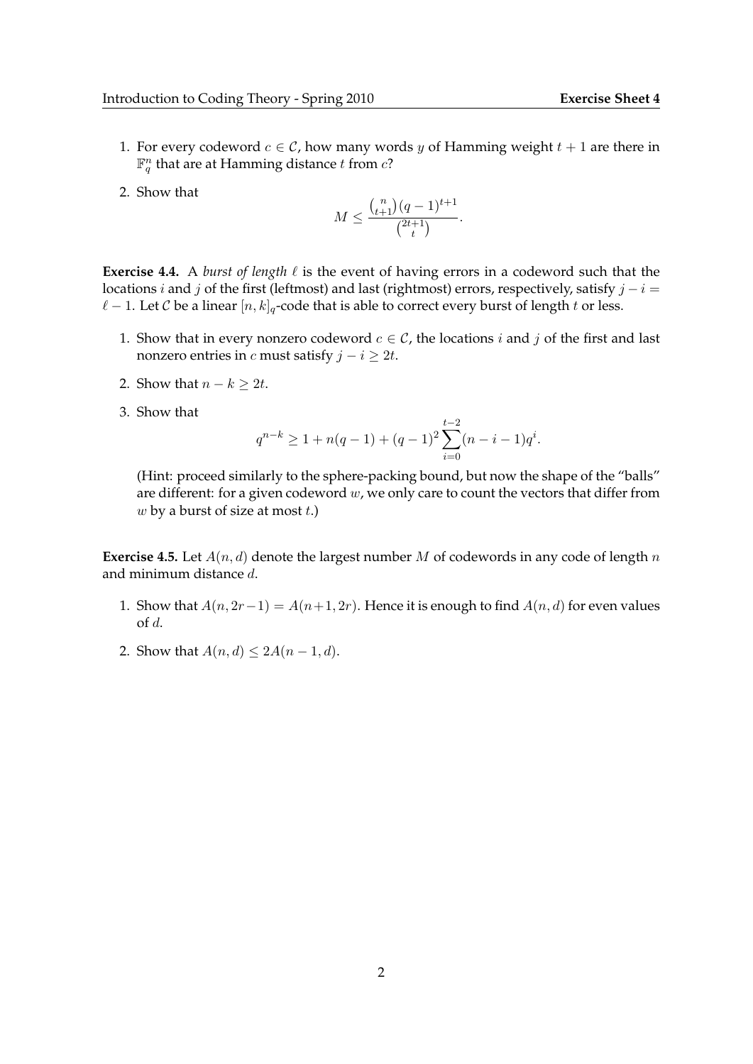1. For every codeword $c \in \mathcal{C}$, how many words $y$ of Hamming weight $t+1$ are there in $\mathbb{F}_q^n$ that are at Hamming distance $t$ from $c$?

2. Show that

$$M \leq \frac{\binom{n}{t+1}(q-1)^{t+1}}{\binom{2t+1}{t}}.$$

**Exercise 4.4.** A *burst of length* $\ell$ is the event of having errors in a codeword such that the locations $i$ and $j$ of the first (leftmost) and last (rightmost) errors, respectively, satisfy $j - i = \ell - 1$. Let $\mathcal{C}$ be a linear $[n, k]_q$-code that is able to correct every burst of length $t$ or less.

1. Show that in every nonzero codeword $c \in \mathcal{C}$, the locations $i$ and $j$ of the first and last nonzero entries in $c$ must satisfy $j - i \geq 2t$.

2. Show that $n - k \geq 2t$.

3. Show that

$$q^{n-k} \geq 1 + n(q-1) + (q-1)^2 \sum_{i=0}^{t-2} (n-i-1)q^i.$$

(Hint: proceed similarly to the sphere-packing bound, but now the shape of the "balls" are different: for a given codeword $w$, we only care to count the vectors that differ from $w$ by a burst of size at most $t$.)

**Exercise 4.5.** Let $A(n, d)$ denote the largest number $M$ of codewords in any code of length $n$ and minimum distance $d$.

1. Show that $A(n, 2r-1) = A(n+1, 2r)$. Hence it is enough to find $A(n, d)$ for even values of $d$.

2. Show that $A(n, d) \leq 2A(n-1, d)$.